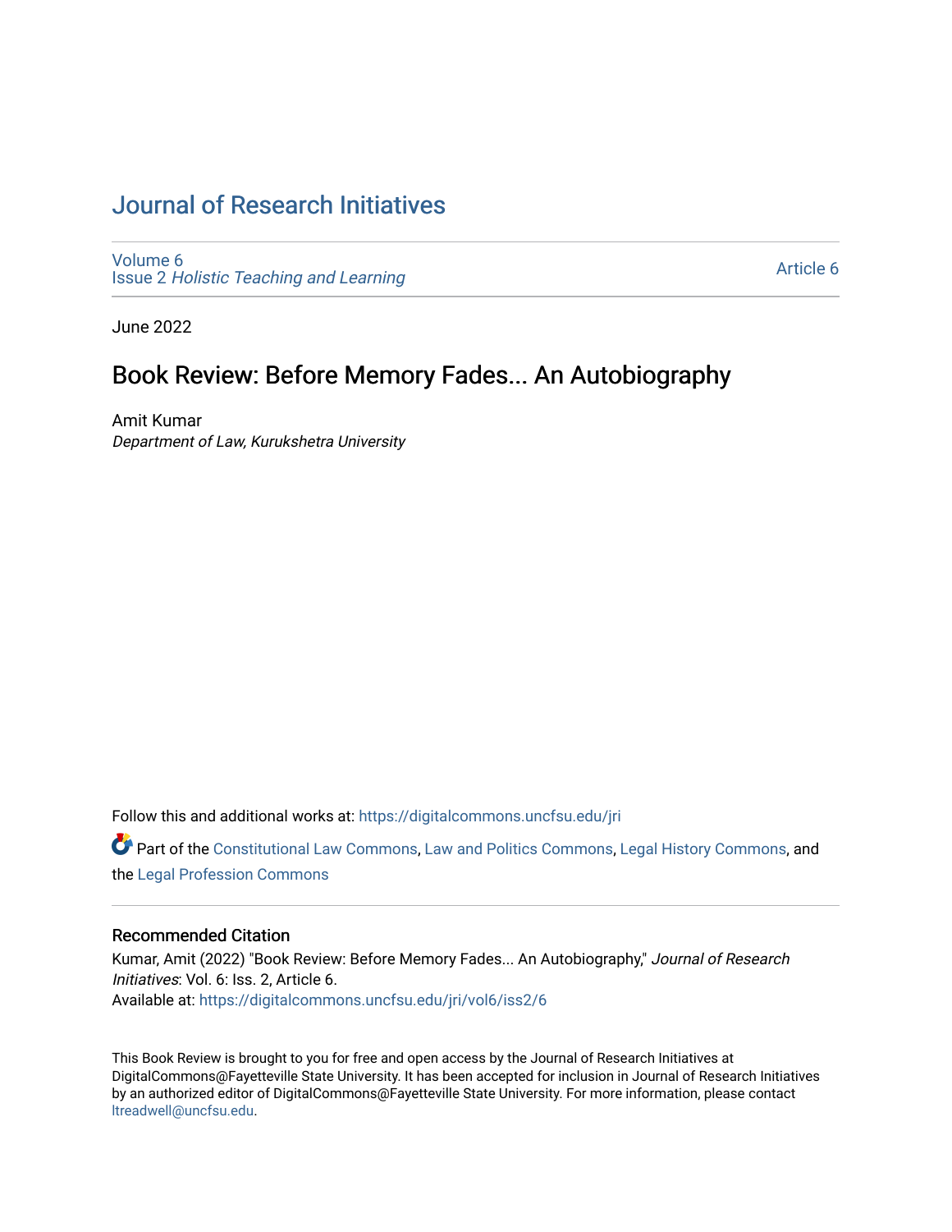# Journal of Research Initiatives

Volume 6
Issue 2 *Holistic Teaching and Learning*

Article 6

June 2022

## Book Review: Before Memory Fades... An Autobiography

Amit Kumar
*Department of Law, Kurukshetra University*

Follow this and additional works at: https://digitalcommons.uncfsu.edu/jri

Part of the Constitutional Law Commons, Law and Politics Commons, Legal History Commons, and the Legal Profession Commons

### Recommended Citation

Kumar, Amit (2022) "Book Review: Before Memory Fades... An Autobiography," *Journal of Research Initiatives*: Vol. 6: Iss. 2, Article 6.
Available at: https://digitalcommons.uncfsu.edu/jri/vol6/iss2/6

This Book Review is brought to you for free and open access by the Journal of Research Initiatives at DigitalCommons@Fayetteville State University. It has been accepted for inclusion in Journal of Research Initiatives by an authorized editor of DigitalCommons@Fayetteville State University. For more information, please contact ltreadwell@uncfsu.edu.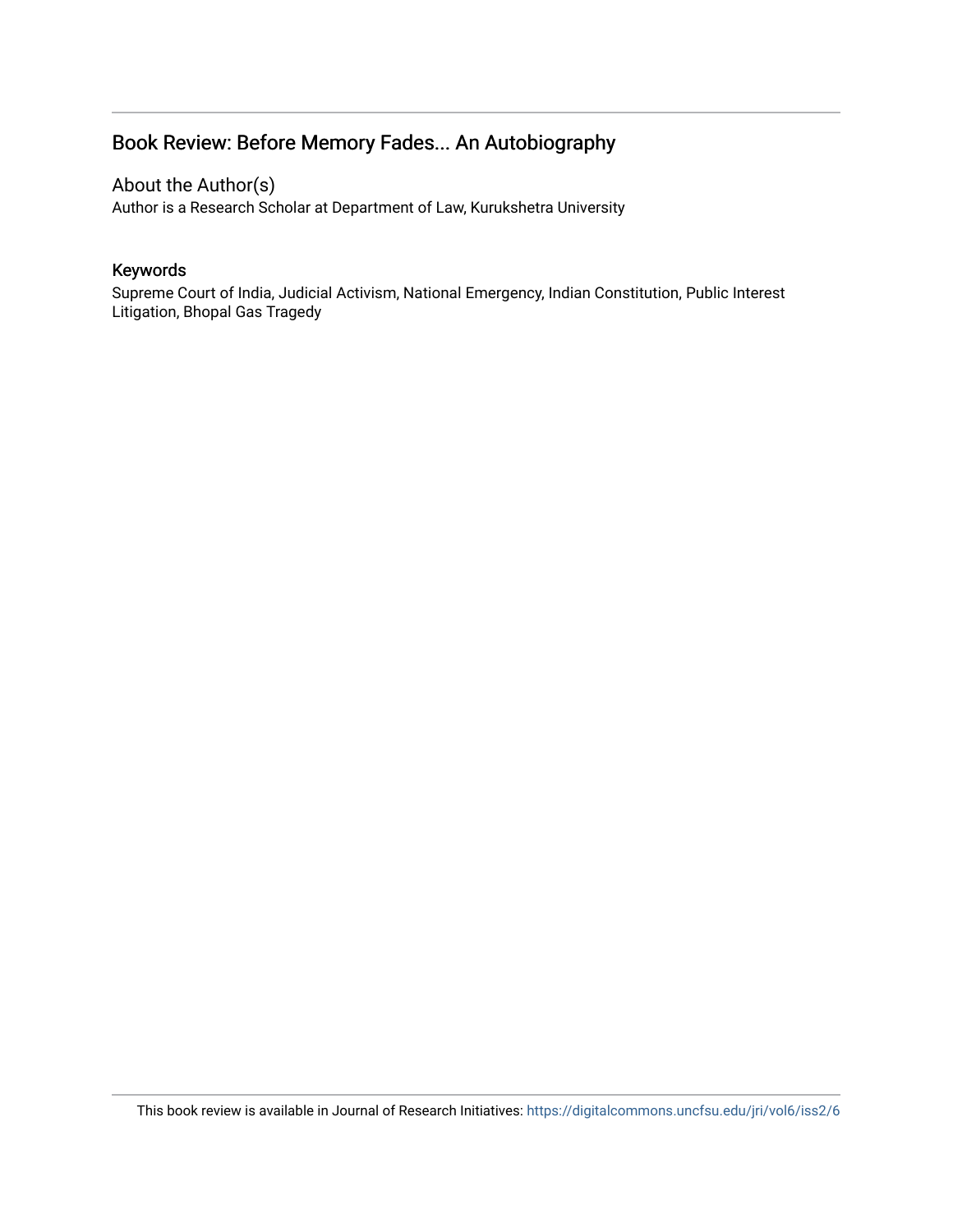## Book Review: Before Memory Fades... An Autobiography

### About the Author(s)

Author is a Research Scholar at Department of Law, Kurukshetra University

### Keywords

Supreme Court of India, Judicial Activism, National Emergency, Indian Constitution, Public Interest Litigation, Bhopal Gas Tragedy

This book review is available in Journal of Research Initiatives: https://digitalcommons.uncfsu.edu/jri/vol6/iss2/6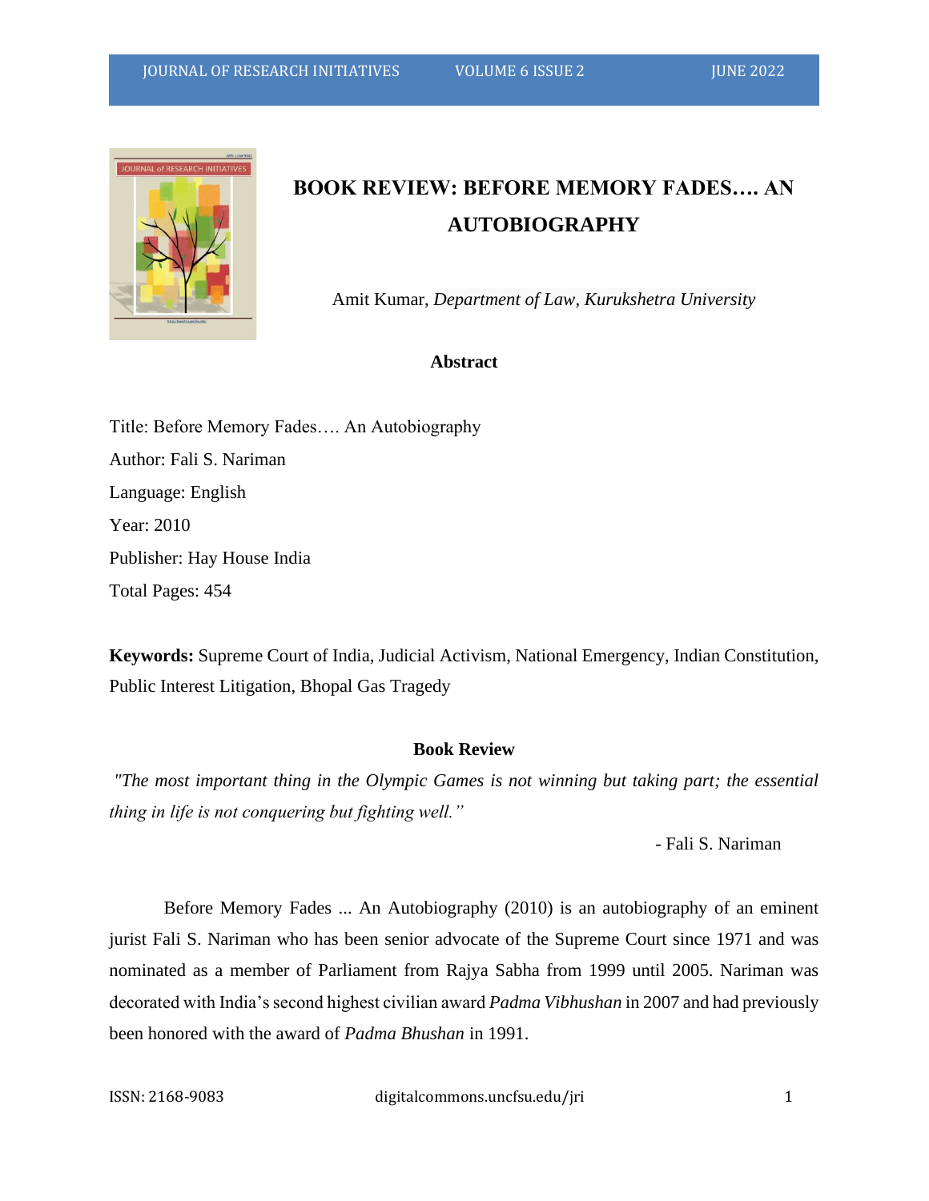# BOOK REVIEW: BEFORE MEMORY FADES…. AN AUTOBIOGRAPHY

Amit Kumar, *Department of Law, Kurukshetra University*

## Abstract

Title: Before Memory Fades…. An Autobiography

Author: Fali S. Nariman

Language: English

Year: 2010

Publisher: Hay House India

Total Pages: 454

**Keywords:** Supreme Court of India, Judicial Activism, National Emergency, Indian Constitution, Public Interest Litigation, Bhopal Gas Tragedy

## Book Review

*"The most important thing in the Olympic Games is not winning but taking part; the essential thing in life is not conquering but fighting well."*

- Fali S. Nariman

Before Memory Fades ... An Autobiography (2010) is an autobiography of an eminent jurist Fali S. Nariman who has been senior advocate of the Supreme Court since 1971 and was nominated as a member of Parliament from Rajya Sabha from 1999 until 2005. Nariman was decorated with India's second highest civilian award *Padma Vibhushan* in 2007 and had previously been honored with the award of *Padma Bhushan* in 1991.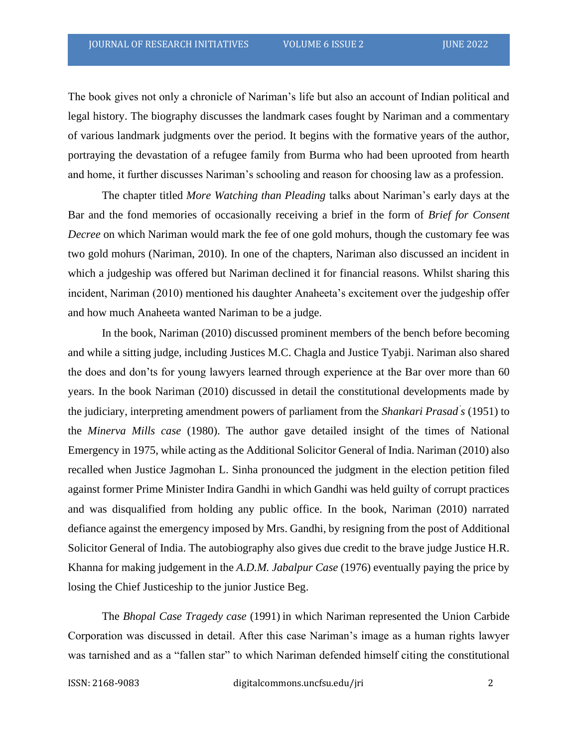The book gives not only a chronicle of Nariman's life but also an account of Indian political and legal history. The biography discusses the landmark cases fought by Nariman and a commentary of various landmark judgments over the period. It begins with the formative years of the author, portraying the devastation of a refugee family from Burma who had been uprooted from hearth and home, it further discusses Nariman's schooling and reason for choosing law as a profession.

The chapter titled *More Watching than Pleading* talks about Nariman's early days at the Bar and the fond memories of occasionally receiving a brief in the form of *Brief for Consent Decree* on which Nariman would mark the fee of one gold mohurs, though the customary fee was two gold mohurs (Nariman, 2010). In one of the chapters, Nariman also discussed an incident in which a judgeship was offered but Nariman declined it for financial reasons. Whilst sharing this incident, Nariman (2010) mentioned his daughter Anaheeta's excitement over the judgeship offer and how much Anaheeta wanted Nariman to be a judge.

In the book, Nariman (2010) discussed prominent members of the bench before becoming and while a sitting judge, including Justices M.C. Chagla and Justice Tyabji. Nariman also shared the does and don'ts for young lawyers learned through experience at the Bar over more than 60 years. In the book Nariman (2010) discussed in detail the constitutional developments made by the judiciary, interpreting amendment powers of parliament from the *Shankari Prasad's* (1951) to the *Minerva Mills case* (1980). The author gave detailed insight of the times of National Emergency in 1975, while acting as the Additional Solicitor General of India. Nariman (2010) also recalled when Justice Jagmohan L. Sinha pronounced the judgment in the election petition filed against former Prime Minister Indira Gandhi in which Gandhi was held guilty of corrupt practices and was disqualified from holding any public office. In the book, Nariman (2010) narrated defiance against the emergency imposed by Mrs. Gandhi, by resigning from the post of Additional Solicitor General of India. The autobiography also gives due credit to the brave judge Justice H.R. Khanna for making judgement in the *A.D.M. Jabalpur Case* (1976) eventually paying the price by losing the Chief Justiceship to the junior Justice Beg.

The *Bhopal Case Tragedy case* (1991) in which Nariman represented the Union Carbide Corporation was discussed in detail. After this case Nariman's image as a human rights lawyer was tarnished and as a "fallen star" to which Nariman defended himself citing the constitutional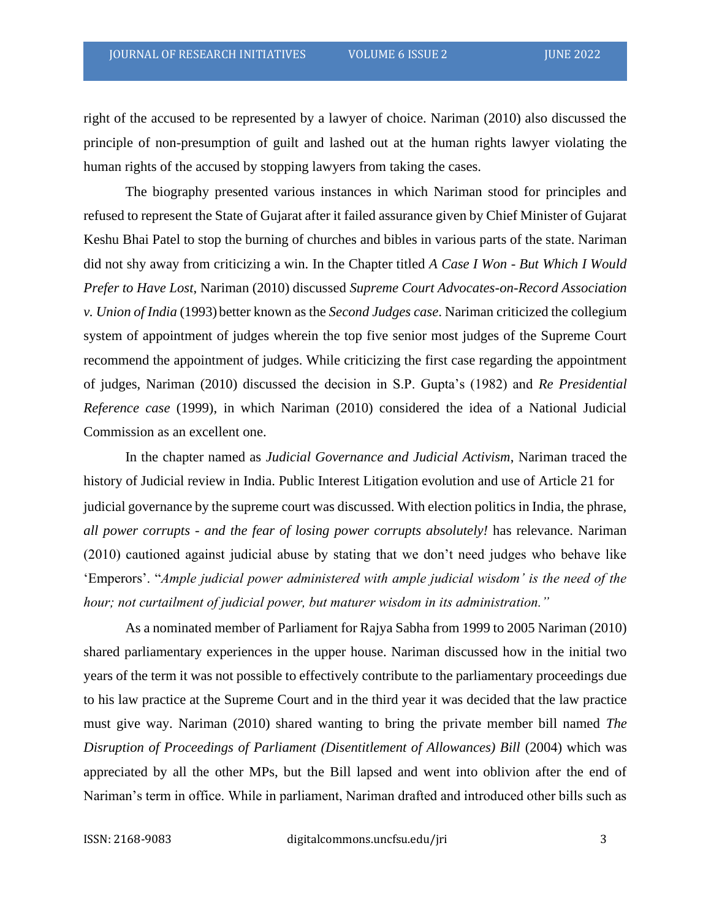right of the accused to be represented by a lawyer of choice. Nariman (2010) also discussed the principle of non-presumption of guilt and lashed out at the human rights lawyer violating the human rights of the accused by stopping lawyers from taking the cases.

The biography presented various instances in which Nariman stood for principles and refused to represent the State of Gujarat after it failed assurance given by Chief Minister of Gujarat Keshu Bhai Patel to stop the burning of churches and bibles in various parts of the state. Nariman did not shy away from criticizing a win. In the Chapter titled *A Case I Won - But Which I Would Prefer to Have Lost*, Nariman (2010) discussed *Supreme Court Advocates-on-Record Association v. Union of India* (1993) better known as the *Second Judges case*. Nariman criticized the collegium system of appointment of judges wherein the top five senior most judges of the Supreme Court recommend the appointment of judges. While criticizing the first case regarding the appointment of judges, Nariman (2010) discussed the decision in S.P. Gupta's (1982) and *Re Presidential Reference case* (1999), in which Nariman (2010) considered the idea of a National Judicial Commission as an excellent one.

In the chapter named as *Judicial Governance and Judicial Activism*, Nariman traced the history of Judicial review in India. Public Interest Litigation evolution and use of Article 21 for judicial governance by the supreme court was discussed. With election politics in India, the phrase, *all power corrupts - and the fear of losing power corrupts absolutely!* has relevance. Nariman (2010) cautioned against judicial abuse by stating that we don't need judges who behave like 'Emperors'. "*Ample judicial power administered with ample judicial wisdom' is the need of the hour; not curtailment of judicial power, but maturer wisdom in its administration."*

As a nominated member of Parliament for Rajya Sabha from 1999 to 2005 Nariman (2010) shared parliamentary experiences in the upper house. Nariman discussed how in the initial two years of the term it was not possible to effectively contribute to the parliamentary proceedings due to his law practice at the Supreme Court and in the third year it was decided that the law practice must give way. Nariman (2010) shared wanting to bring the private member bill named *The Disruption of Proceedings of Parliament (Disentitlement of Allowances) Bill* (2004) which was appreciated by all the other MPs, but the Bill lapsed and went into oblivion after the end of Nariman's term in office. While in parliament, Nariman drafted and introduced other bills such as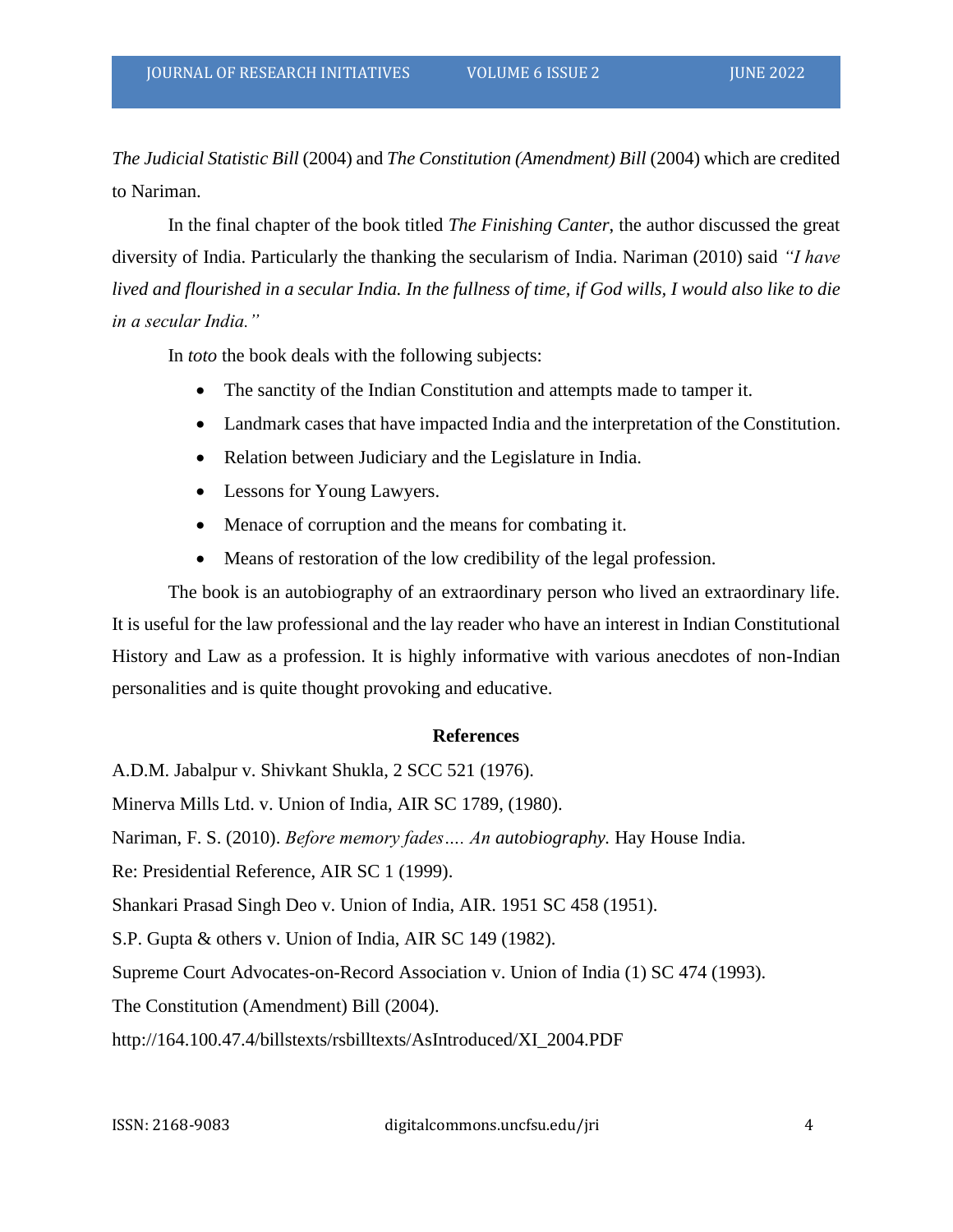*The Judicial Statistic Bill* (2004) and *The Constitution (Amendment) Bill* (2004) which are credited to Nariman.

In the final chapter of the book titled *The Finishing Canter*, the author discussed the great diversity of India. Particularly the thanking the secularism of India. Nariman (2010) said *"I have lived and flourished in a secular India. In the fullness of time, if God wills, I would also like to die in a secular India."*

In *toto* the book deals with the following subjects:

- The sanctity of the Indian Constitution and attempts made to tamper it.
- Landmark cases that have impacted India and the interpretation of the Constitution.
- Relation between Judiciary and the Legislature in India.
- Lessons for Young Lawyers.
- Menace of corruption and the means for combating it.
- Means of restoration of the low credibility of the legal profession.

The book is an autobiography of an extraordinary person who lived an extraordinary life. It is useful for the law professional and the lay reader who have an interest in Indian Constitutional History and Law as a profession. It is highly informative with various anecdotes of non-Indian personalities and is quite thought provoking and educative.

## References

A.D.M. Jabalpur v. Shivkant Shukla, 2 SCC 521 (1976).

Minerva Mills Ltd. v. Union of India, AIR SC 1789, (1980).

Nariman, F. S. (2010). *Before memory fades…. An autobiography.* Hay House India.

Re: Presidential Reference, AIR SC 1 (1999).

Shankari Prasad Singh Deo v. Union of India, AIR. 1951 SC 458 (1951).

S.P. Gupta & others v. Union of India, AIR SC 149 (1982).

Supreme Court Advocates-on-Record Association v. Union of India (1) SC 474 (1993).

The Constitution (Amendment) Bill (2004).

http://164.100.47.4/billstexts/rsbilltexts/AsIntroduced/XI_2004.PDF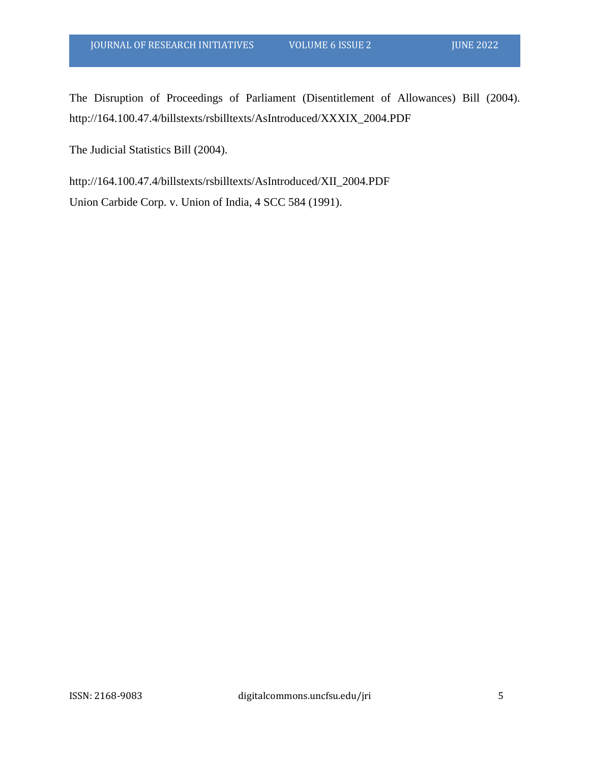The Disruption of Proceedings of Parliament (Disentitlement of Allowances) Bill (2004). http://164.100.47.4/billstexts/rsbilltexts/AsIntroduced/XXXIX_2004.PDF

The Judicial Statistics Bill (2004).

http://164.100.47.4/billstexts/rsbilltexts/AsIntroduced/XII_2004.PDF

Union Carbide Corp. v. Union of India, 4 SCC 584 (1991).